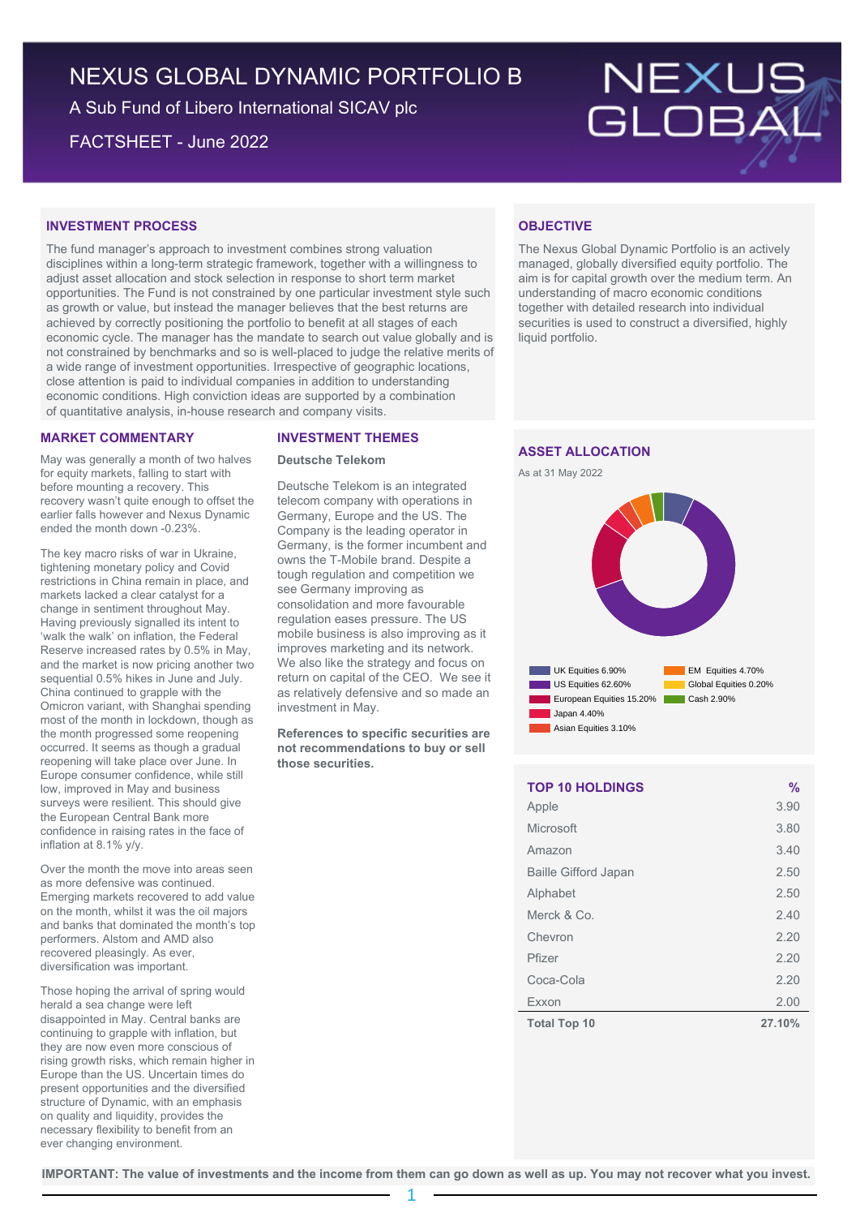# NEXUS GLOBAL DYNAMIC PORTFOLIO B

A Sub Fund of Libero International SICAV plc

FACTSHEET - June 2022

## INVESTMENT PROCESS

The fund manager's approach to investment combines strong valuation disciplines within a long-term strategic framework, together with a willingness to adjust asset allocation and stock selection in response to short term market opportunities. The Fund is not constrained by one particular investment style such as growth or value, but instead the manager believes that the best returns are achieved by correctly positioning the portfolio to benefit at all stages of each economic cycle. The manager has the mandate to search out value globally and is not constrained by benchmarks and so is well-placed to judge the relative merits of a wide range of investment opportunities. Irrespective of geographic locations, close attention is paid to individual companies in addition to understanding economic conditions. High conviction ideas are supported by a combination of quantitative analysis, in-house research and company visits.

## OBJECTIVE

The Nexus Global Dynamic Portfolio is an actively managed, globally diversified equity portfolio. The aim is for capital growth over the medium term. An understanding of macro economic conditions together with detailed research into individual securities is used to construct a diversified, highly liquid portfolio.

## MARKET COMMENTARY

May was generally a month of two halves for equity markets, falling to start with before mounting a recovery. This recovery wasn't quite enough to offset the earlier falls however and Nexus Dynamic ended the month down -0.23%.

The key macro risks of war in Ukraine, tightening monetary policy and Covid restrictions in China remain in place, and markets lacked a clear catalyst for a change in sentiment throughout May. Having previously signalled its intent to 'walk the walk' on inflation, the Federal Reserve increased rates by 0.5% in May, and the market is now pricing another two sequential 0.5% hikes in June and July. China continued to grapple with the Omicron variant, with Shanghai spending most of the month in lockdown, though as the month progressed some reopening occurred. It seems as though a gradual reopening will take place over June. In Europe consumer confidence, while still low, improved in May and business surveys were resilient. This should give the European Central Bank more confidence in raising rates in the face of inflation at 8.1% y/y.

Over the month the move into areas seen as more defensive was continued. Emerging markets recovered to add value on the month, whilst it was the oil majors and banks that dominated the month's top performers. Alstom and AMD also recovered pleasingly. As ever, diversification was important.

Those hoping the arrival of spring would herald a sea change were left disappointed in May. Central banks are continuing to grapple with inflation, but they are now even more conscious of rising growth risks, which remain higher in Europe than the US. Uncertain times do present opportunities and the diversified structure of Dynamic, with an emphasis on quality and liquidity, provides the necessary flexibility to benefit from an ever changing environment.

## INVESTMENT THEMES

### Deutsche Telekom

Deutsche Telekom is an integrated telecom company with operations in Germany, Europe and the US. The Company is the leading operator in Germany, is the former incumbent and owns the T-Mobile brand. Despite a tough regulation and competition we see Germany improving as consolidation and more favourable regulation eases pressure. The US mobile business is also improving as it improves marketing and its network. We also like the strategy and focus on return on capital of the CEO. We see it as relatively defensive and so made an investment in May.

**References to specific securities are not recommendations to buy or sell those securities.**

## ASSET ALLOCATION

As at 31 May 2022

| Asset | % |
|---|---|
| UK Equities | 6.90% |
| US Equities | 62.60% |
| European Equities | 15.20% |
| Japan | 4.40% |
| Asian Equities | 3.10% |
| EM Equities | 4.70% |
| Global Equities | 0.20% |
| Cash | 2.90% |

## TOP 10 HOLDINGS

| TOP 10 HOLDINGS | % |
|---|---|
| Apple | 3.90 |
| Microsoft | 3.80 |
| Amazon | 3.40 |
| Baille Gifford Japan | 2.50 |
| Alphabet | 2.50 |
| Merck & Co. | 2.40 |
| Chevron | 2.20 |
| Pfizer | 2.20 |
| Coca-Cola | 2.20 |
| Exxon | 2.00 |
| **Total Top 10** | **27.10%** |

**IMPORTANT: The value of investments and the income from them can go down as well as up. You may not recover what you invest.**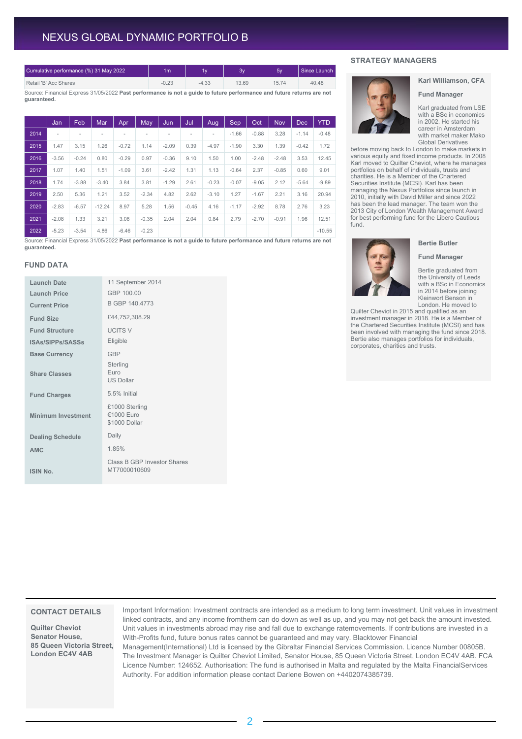# NEXUS GLOBAL DYNAMIC PORTFOLIO B

| Cumulative performance (%) 31 May 2022 | 1m | 1y | 3y | 5y | Since Launch |
|---|---|---|---|---|---|
| Retail 'B' Acc Shares | -0.23 | -4.33 | 13.69 | 15.74 | 40.48 |

Source: Financial Express 31/05/2022 **Past performance is not a guide to future performance and future returns are not guaranteed.**

| | Jan | Feb | Mar | Apr | May | Jun | Jul | Aug | Sep | Oct | Nov | Dec | YTD |
|---|---|---|---|---|---|---|---|---|---|---|---|---|---|
| 2014 | - | - | - | - | - | - | - | - | -1.66 | -0.88 | 3.28 | -1.14 | -0.48 |
| 2015 | 1.47 | 3.15 | 1.26 | -0.72 | 1.14 | -2.09 | 0.39 | -4.97 | -1.90 | 3.30 | 1.39 | -0.42 | 1.72 |
| 2016 | -3.56 | -0.24 | 0.80 | -0.29 | 0.97 | -0.36 | 9.10 | 1.50 | 1.00 | -2.48 | -2.48 | 3.53 | 12.45 |
| 2017 | 1.07 | 1.40 | 1.51 | -1.09 | 3.61 | -2.42 | 1.31 | 1.13 | -0.64 | 2.37 | -0.85 | 0.60 | 9.01 |
| 2018 | 1.74 | -3.88 | -3.40 | 3.84 | 3.81 | -1.29 | 2.61 | -0.23 | -0.07 | -9.05 | 2.12 | -5.64 | -9.89 |
| 2019 | 2.50 | 5.36 | 1.21 | 3.52 | -2.34 | 4.82 | 2.62 | -3.10 | 1.27 | -1.67 | 2.21 | 3.16 | 20.94 |
| 2020 | -2.83 | -6.57 | -12.24 | 8.97 | 5.28 | 1.56 | -0.45 | 4.16 | -1.17 | -2.92 | 8.78 | 2.76 | 3.23 |
| 2021 | -2.08 | 1.33 | 3.21 | 3.08 | -0.35 | 2.04 | 2.04 | 0.84 | 2.79 | -2.70 | -0.91 | 1.96 | 12.51 |
| 2022 | -5.23 | -3.54 | 4.86 | -6.46 | -0.23 | | | | | | | | -10.55 |

Source: Financial Express 31/05/2022 **Past performance is not a guide to future performance and future returns are not guaranteed.**

## FUND DATA

| | |
|---|---|
| **Launch Date** | 11 September 2014 |
| **Launch Price** | GBP 100.00 |
| **Current Price** | B GBP 140.4773 |
| **Fund Size** | £44,752,308.29 |
| **Fund Structure** | UCITS V |
| **ISAs/SIPPs/SASSs** | Eligible |
| **Base Currency** | GBP |
| **Share Classes** | Sterling<br>Euro<br>US Dollar |
| **Fund Charges** | 5.5% Initial |
| **Minimum Investment** | £1000 Sterling<br>€1000 Euro<br>$1000 Dollar |
| **Dealing Schedule** | Daily |
| **AMC** | 1.85% |
| **ISIN No.** | Class B GBP Investor Shares<br>MT7000010609 |

## STRATEGY MANAGERS

### Karl Williamson, CFA

**Fund Manager**

Karl graduated from LSE with a BSc in economics in 2002. He started his career in Amsterdam with market maker Mako Global Derivatives before moving back to London to make markets in various equity and fixed income products. In 2008 Karl moved to Quilter Cheviot, where he manages portfolios on behalf of individuals, trusts and charities. He is a Member of the Chartered Securities Institute (MCSI). Karl has been managing the Nexus Portfolios since launch in 2010, initially with David Miller and since 2022 has been the lead manager. The team won the 2013 City of London Wealth Management Award for best performing fund for the Libero Cautious fund.

### Bertie Butler

**Fund Manager**

Bertie graduated from the University of Leeds with a BSc in Economics in 2014 before joining Kleinwort Benson in London. He moved to Quilter Cheviot in 2015 and qualified as an investment manager in 2018. He is a Member of the Chartered Securities Institute (MCSI) and has been involved with managing the fund since 2018. Bertie also manages portfolios for individuals, corporates, charities and trusts.

## CONTACT DETAILS

**Quilter Cheviot**
**Senator House,**
**85 Queen Victoria Street,**
**London EC4V 4AB**

Important Information: Investment contracts are intended as a medium to long term investment. Unit values in investment linked contracts, and any income fromthem can do down as well as up, and you may not get back the amount invested. Unit values in investments abroad may rise and fall due to exchange ratemovements. If contributions are invested in a With-Profits fund, future bonus rates cannot be guaranteed and may vary. Blacktower Financial Management(International) Ltd is licensed by the Gibraltar Financial Services Commission. Licence Number 00805B. The Investment Manager is Quilter Cheviot Limited, Senator House, 85 Queen Victoria Street, London EC4V 4AB. FCA Licence Number: 124652. Authorisation: The fund is authorised in Malta and regulated by the Malta FinancialServices Authority. For addition information please contact Darlene Bowen on +4402074385739.